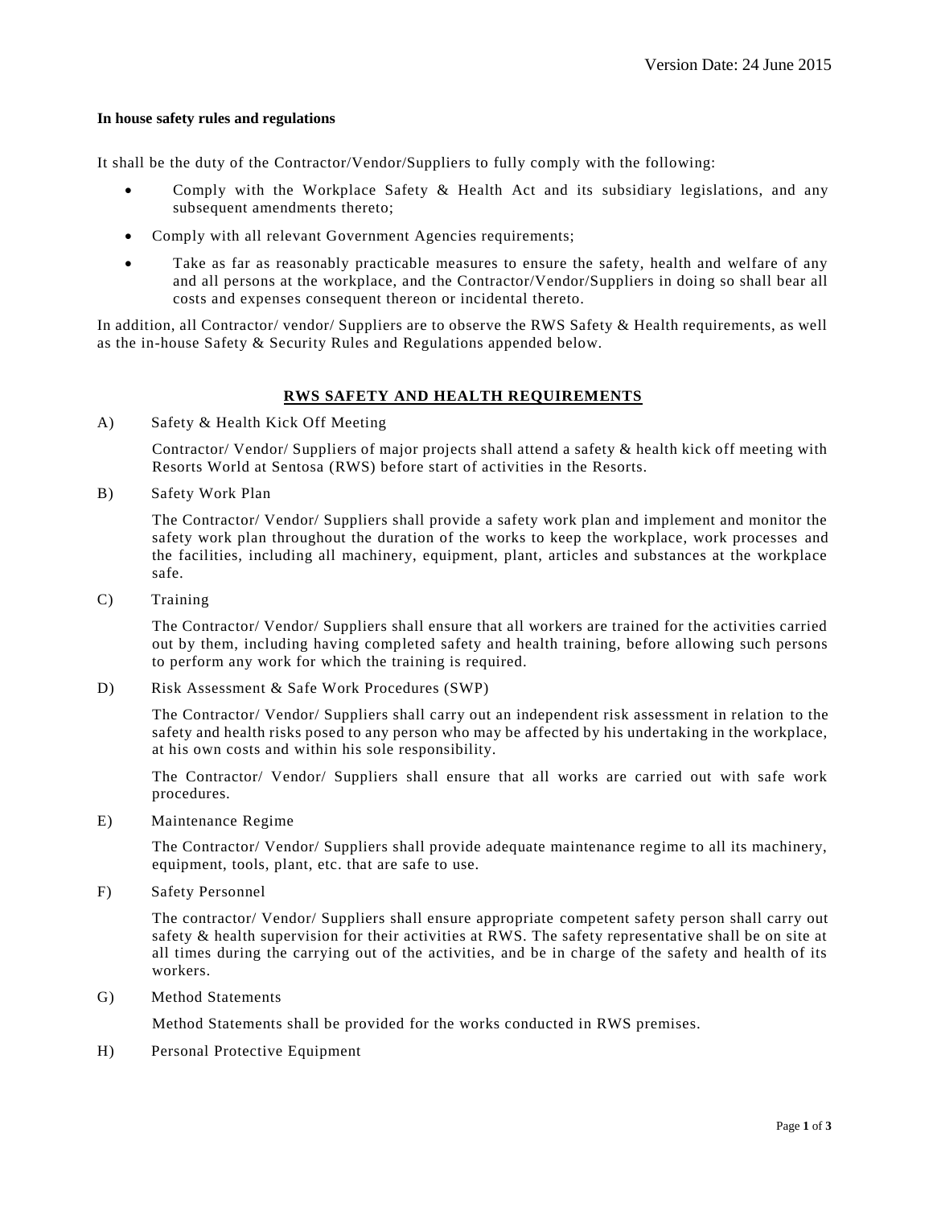Version Date: 24 June 2015

**In house safety rules and regulations**

It shall be the duty of the Contractor/Vendor/Suppliers to fully comply with the following:

- Comply with the Workplace Safety & Health Act and its subsidiary legislations, and any subsequent amendments thereto;
- Comply with all relevant Government Agencies requirements;
- Take as far as reasonably practicable measures to ensure the safety, health and welfare of any and all persons at the workplace, and the Contractor/Vendor/Suppliers in doing so shall bear all costs and expenses consequent thereon or incidental thereto.

In addition, all Contractor/ vendor/ Suppliers are to observe the RWS Safety & Health requirements, as well as the in-house Safety & Security Rules and Regulations appended below.

## RWS SAFETY AND HEALTH REQUIREMENTS

A) Safety & Health Kick Off Meeting

Contractor/ Vendor/ Suppliers of major projects shall attend a safety & health kick off meeting with Resorts World at Sentosa (RWS) before start of activities in the Resorts.

B) Safety Work Plan

The Contractor/ Vendor/ Suppliers shall provide a safety work plan and implement and monitor the safety work plan throughout the duration of the works to keep the workplace, work processes and the facilities, including all machinery, equipment, plant, articles and substances at the workplace safe.

C) Training

The Contractor/ Vendor/ Suppliers shall ensure that all workers are trained for the activities carried out by them, including having completed safety and health training, before allowing such persons to perform any work for which the training is required.

D) Risk Assessment & Safe Work Procedures (SWP)

The Contractor/ Vendor/ Suppliers shall carry out an independent risk assessment in relation to the safety and health risks posed to any person who may be affected by his undertaking in the workplace, at his own costs and within his sole responsibility.

The Contractor/ Vendor/ Suppliers shall ensure that all works are carried out with safe work procedures.

E) Maintenance Regime

The Contractor/ Vendor/ Suppliers shall provide adequate maintenance regime to all its machinery, equipment, tools, plant, etc. that are safe to use.

F) Safety Personnel

The contractor/ Vendor/ Suppliers shall ensure appropriate competent safety person shall carry out safety & health supervision for their activities at RWS. The safety representative shall be on site at all times during the carrying out of the activities, and be in charge of the safety and health of its workers.

G) Method Statements

Method Statements shall be provided for the works conducted in RWS premises.

H) Personal Protective Equipment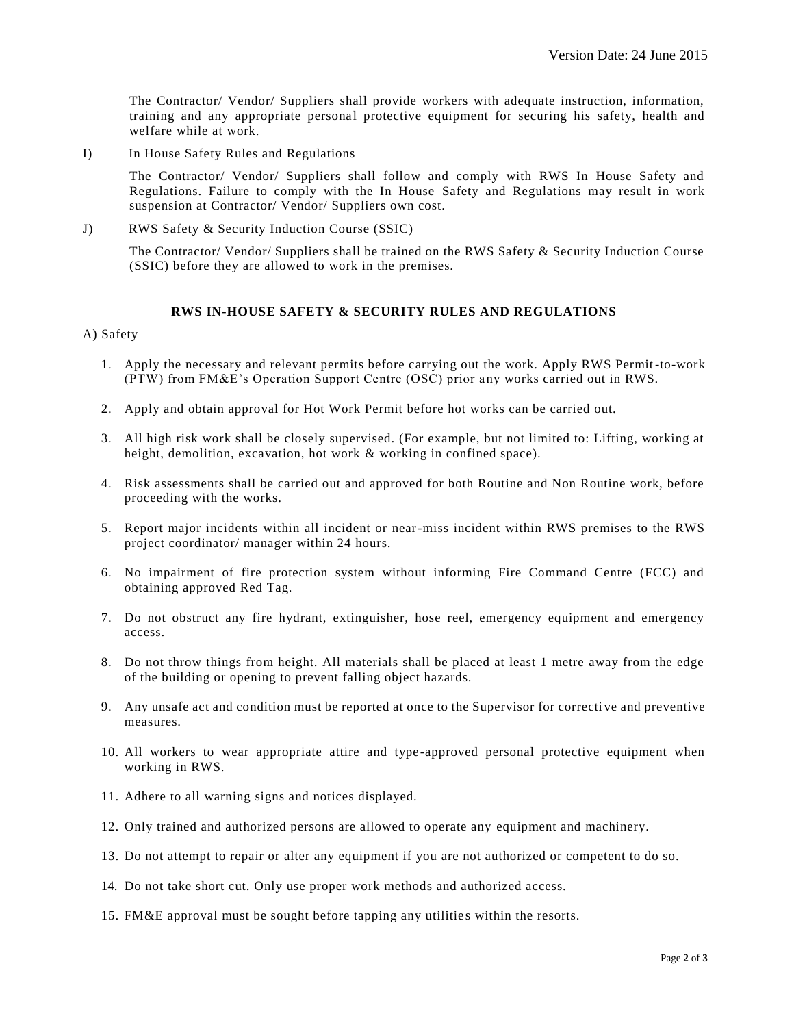The Contractor/ Vendor/ Suppliers shall provide workers with adequate instruction, information, training and any appropriate personal protective equipment for securing his safety, health and welfare while at work.

I) In House Safety Rules and Regulations

The Contractor/ Vendor/ Suppliers shall follow and comply with RWS In House Safety and Regulations. Failure to comply with the In House Safety and Regulations may result in work suspension at Contractor/ Vendor/ Suppliers own cost.

J) RWS Safety & Security Induction Course (SSIC)

The Contractor/ Vendor/ Suppliers shall be trained on the RWS Safety & Security Induction Course (SSIC) before they are allowed to work in the premises.

## RWS IN-HOUSE SAFETY & SECURITY RULES AND REGULATIONS

A) Safety

1. Apply the necessary and relevant permits before carrying out the work. Apply RWS Permit-to-work (PTW) from FM&E's Operation Support Centre (OSC) prior any works carried out in RWS.
2. Apply and obtain approval for Hot Work Permit before hot works can be carried out.
3. All high risk work shall be closely supervised. (For example, but not limited to: Lifting, working at height, demolition, excavation, hot work & working in confined space).
4. Risk assessments shall be carried out and approved for both Routine and Non Routine work, before proceeding with the works.
5. Report major incidents within all incident or near-miss incident within RWS premises to the RWS project coordinator/ manager within 24 hours.
6. No impairment of fire protection system without informing Fire Command Centre (FCC) and obtaining approved Red Tag.
7. Do not obstruct any fire hydrant, extinguisher, hose reel, emergency equipment and emergency access.
8. Do not throw things from height. All materials shall be placed at least 1 metre away from the edge of the building or opening to prevent falling object hazards.
9. Any unsafe act and condition must be reported at once to the Supervisor for corrective and preventive measures.
10. All workers to wear appropriate attire and type-approved personal protective equipment when working in RWS.
11. Adhere to all warning signs and notices displayed.
12. Only trained and authorized persons are allowed to operate any equipment and machinery.
13. Do not attempt to repair or alter any equipment if you are not authorized or competent to do so.
14. Do not take short cut. Only use proper work methods and authorized access.
15. FM&E approval must be sought before tapping any utilities within the resorts.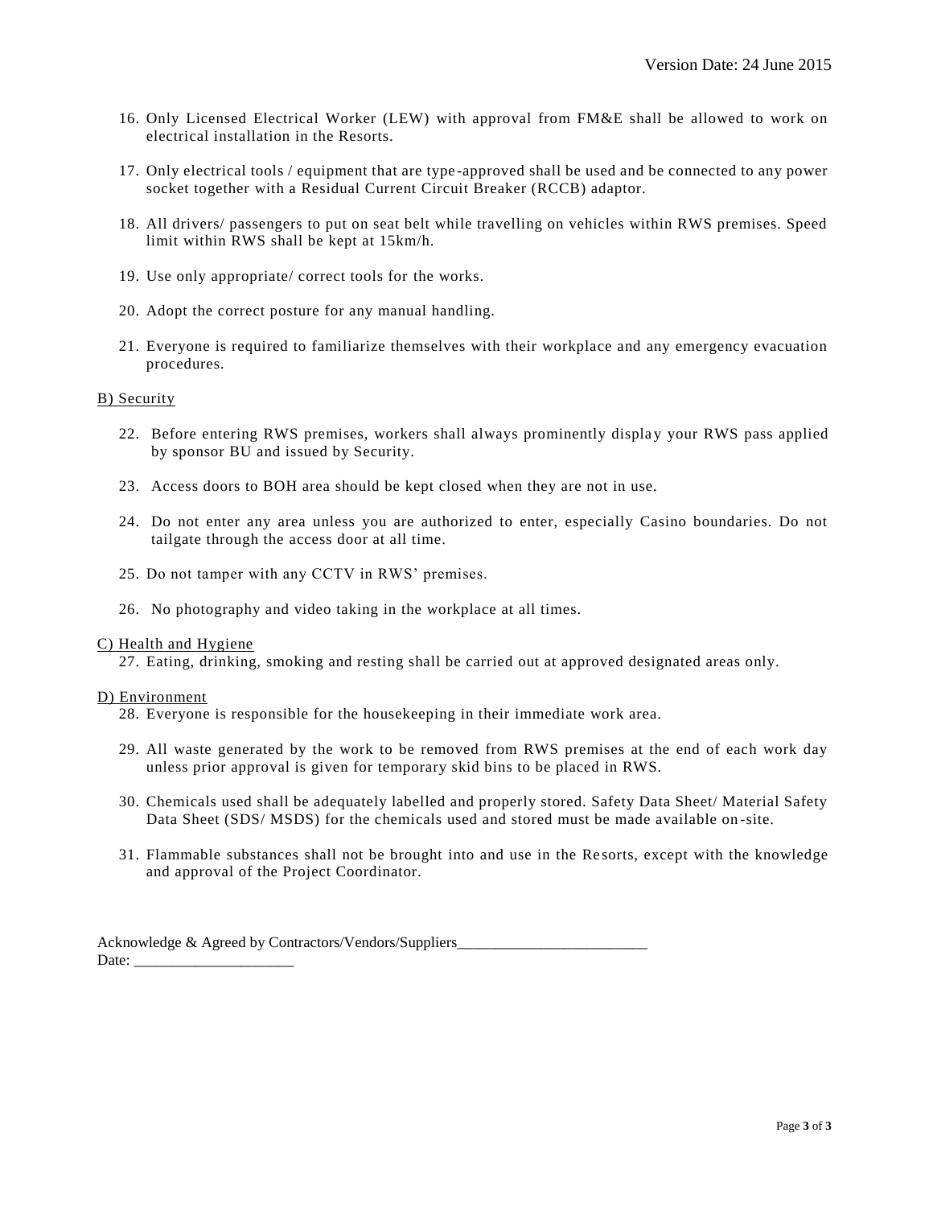16. Only Licensed Electrical Worker (LEW) with approval from FM&E shall be allowed to work on electrical installation in the Resorts.

17. Only electrical tools / equipment that are type-approved shall be used and be connected to any power socket together with a Residual Current Circuit Breaker (RCCB) adaptor.

18. All drivers/ passengers to put on seat belt while travelling on vehicles within RWS premises. Speed limit within RWS shall be kept at 15km/h.

19. Use only appropriate/ correct tools for the works.

20. Adopt the correct posture for any manual handling.

21. Everyone is required to familiarize themselves with their workplace and any emergency evacuation procedures.

B) Security

22. Before entering RWS premises, workers shall always prominently display your RWS pass applied by sponsor BU and issued by Security.

23. Access doors to BOH area should be kept closed when they are not in use.

24. Do not enter any area unless you are authorized to enter, especially Casino boundaries. Do not tailgate through the access door at all time.

25. Do not tamper with any CCTV in RWS' premises.

26. No photography and video taking in the workplace at all times.

C) Health and Hygiene

27. Eating, drinking, smoking and resting shall be carried out at approved designated areas only.

D) Environment

28. Everyone is responsible for the housekeeping in their immediate work area.

29. All waste generated by the work to be removed from RWS premises at the end of each work day unless prior approval is given for temporary skid bins to be placed in RWS.

30. Chemicals used shall be adequately labelled and properly stored. Safety Data Sheet/ Material Safety Data Sheet (SDS/ MSDS) for the chemicals used and stored must be made available on-site.

31. Flammable substances shall not be brought into and use in the Resorts, except with the knowledge and approval of the Project Coordinator.

Acknowledge & Agreed by Contractors/Vendors/Suppliers_________________________

Date: _____________________